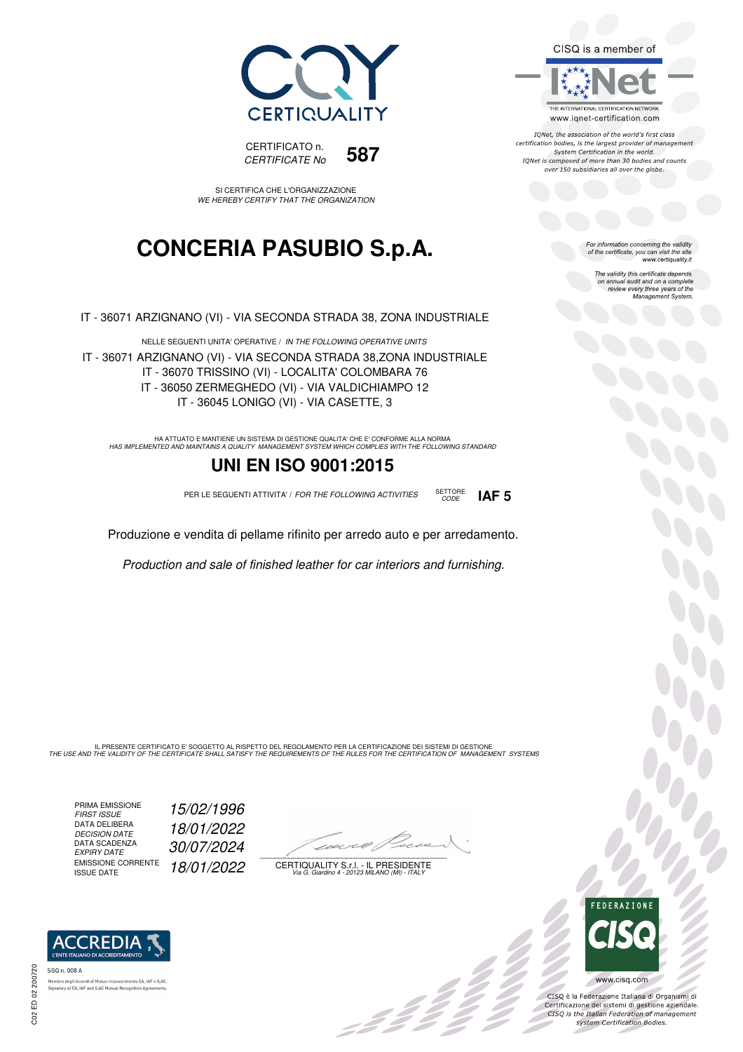CERTIQUALITY

CERTIFICATO n.
*CERTIFICATE No* **587**

SI CERTIFICA CHE L'ORGANIZZAZIONE
*WE HEREBY CERTIFY THAT THE ORGANIZATION*

# CONCERIA PASUBIO S.p.A.

IT - 36071 ARZIGNANO (VI) - VIA SECONDA STRADA 38, ZONA INDUSTRIALE

NELLE SEGUENTI UNITA' OPERATIVE / *IN THE FOLLOWING OPERATIVE UNITS*

IT - 36071 ARZIGNANO (VI) - VIA SECONDA STRADA 38,ZONA INDUSTRIALE
IT - 36070 TRISSINO (VI) - LOCALITA' COLOMBARA 76
IT - 36050 ZERMEGHEDO (VI) - VIA VALDICHIAMPO 12
IT - 36045 LONIGO (VI) - VIA CASETTE, 3

HA ATTUATO E MANTIENE UN SISTEMA DI GESTIONE QUALITA' CHE E' CONFORME ALLA NORMA
*HAS IMPLEMENTED AND MAINTAINS A QUALITY MANAGEMENT SYSTEM WHICH COMPLIES WITH THE FOLLOWING STANDARD*

## UNI EN ISO 9001:2015

PER LE SEGUENTI ATTIVITA' / *FOR THE FOLLOWING ACTIVITIES* SETTORE *CODE* **IAF 5**

Produzione e vendita di pellame rifinito per arredo auto e per arredamento.

*Production and sale of finished leather for car interiors and furnishing.*

IL PRESENTE CERTIFICATO E' SOGGETTO AL RISPETTO DEL REGOLAMENTO PER LA CERTIFICAZIONE DEI SISTEMI DI GESTIONE
*THE USE AND THE VALIDITY OF THE CERTIFICATE SHALL SATISFY THE REQUIREMENTS OF THE RULES FOR THE CERTIFICATION OF MANAGEMENT SYSTEMS*

| | |
|---|---|
| PRIMA EMISSIONE *FIRST ISSUE* | *15/02/1996* |
| DATA DELIBERA *DECISION DATE* | *18/01/2022* |
| DATA SCADENZA *EXPIRY DATE* | *30/07/2024* |
| EMISSIONE CORRENTE ISSUE DATE | *18/01/2022* |

CERTIQUALITY S.r.l. - IL PRESIDENTE
*Via G. Giardino 4 - 20123 MILANO (MI) - ITALY*

CISQ is a member of IQNet
THE INTERNATIONAL CERTIFICATION NETWORK
www.iqnet-certification.com

*IQNet, the association of the world's first class certification bodies, is the largest provider of management System Certification in the world. IQNet is composed of more than 30 bodies and counts over 150 subsidiaries all over the globe.*

*For information concerning the validity of the certificate, you can visit the site www.certiquality.it*

*The validity this certificate depends on annual audit and on a complete review every three years of the Management System.*

ACCREDIA
L'ENTE ITALIANO DI ACCREDITAMENTO
SGQ n. 008 A
Membro degli Accordi di Mutuo riconoscimento EA, IAF e ILAC
Signatory of EA, IAF and ILAC Mutual Recognition Agreements

FEDERAZIONE CISQ
www.cisq.com

CISQ è la Federazione Italiana di Organismi di Certificazione dei sistemi di gestione aziendale.
*CISQ is the Italian Federation of management system Certification Bodies.*

C02 ED 02 200720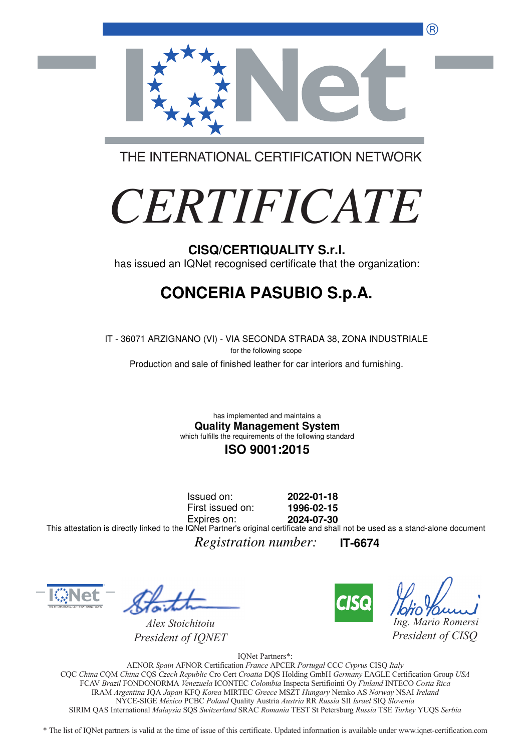THE INTERNATIONAL CERTIFICATION NETWORK

# *CERTIFICATE*

**CISQ/CERTIQUALITY S.r.l.**

has issued an IQNet recognised certificate that the organization:

## CONCERIA PASUBIO S.p.A.

IT - 36071 ARZIGNANO (VI) - VIA SECONDA STRADA 38, ZONA INDUSTRIALE

for the following scope

Production and sale of finished leather for car interiors and furnishing.

has implemented and maintains a

**Quality Management System**

which fulfills the requirements of the following standard

**ISO 9001:2015**

| | |
|---|---|
| Issued on: | **2022-01-18** |
| First issued on: | **1996-02-15** |
| Expires on: | **2024-07-30** |

This attestation is directly linked to the IQNet Partner's original certificate and shall not be used as a stand-alone document

*Registration number:* **IT-6674**

*Alex Stoichitoiu*
*President of IQNET*

*Ing. Mario Romersi*
*President of CISQ*

IQNet Partners*:

AENOR *Spain* AFNOR Certification *France* APCER *Portugal* CCC *Cyprus* CISQ *Italy*
CQC *China* CQM *China* CQS *Czech Republic* Cro Cert *Croatia* DQS Holding GmbH *Germany* EAGLE Certification Group *USA*
FCAV *Brazil* FONDONORMA *Venezuela* ICONTEC *Colombia* Inspecta Sertifiointi Oy *Finland* INTECO *Costa Rica*
IRAM *Argentina* JQA *Japan* KFQ *Korea* MIRTEC *Greece* MSZT *Hungary* Nemko AS *Norway* NSAI *Ireland*
NYCE-SIGE *México* PCBC *Poland* Quality Austria *Austria* RR *Russia* SII *Israel* SIQ *Slovenia*
SIRIM QAS International *Malaysia* SQS *Switzerland* SRAC *Romania* TEST St Petersburg *Russia* TSE *Turkey* YUQS *Serbia*

* The list of IQNet partners is valid at the time of issue of this certificate. Updated information is available under www.iqnet-certification.com